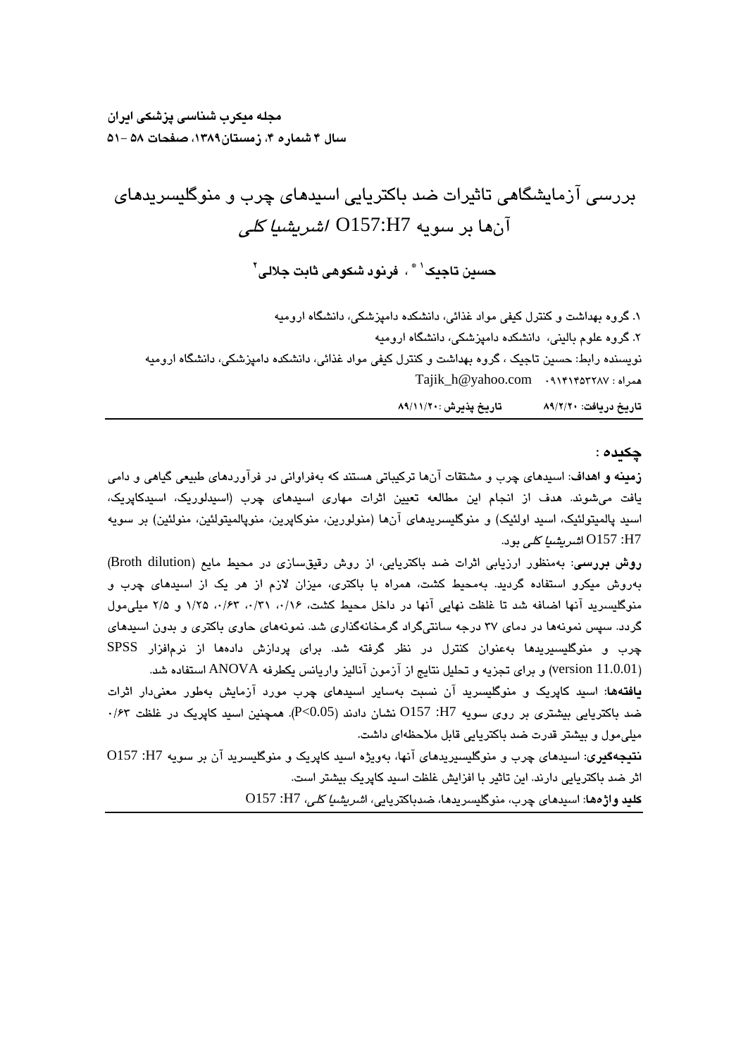مجله میکرب شناسی پزشکی ایران
سال ۴ شماره ۴، زمستان۱۳۸۹، صفحات ۵۸ -۵۱

# بررسی آزمایشگاهی تاثیرات ضد باکتریایی اسیدهای چرب و منوگلیسریدهای آن‌ها بر سویه O157:H7 *اشریشیا کلی*

**حسین تاجیک[1] *، فرنود شکوهی ثابت جلالی[2]**

۱. گروه بهداشت و کنترل کیفی مواد غذائی، دانشکده دامپزشکی، دانشگاه ارومیه
۲. گروه علوم بالینی، دانشکده دامپزشکی، دانشگاه ارومیه
نویسنده رابط: حسین تاجیک ، گروه بهداشت و کنترل کیفی مواد غذائی، دانشکده دامپزشکی، دانشگاه ارومیه
همراه : ۰۹۱۴۱۴۵۳۲۸۷ Tajik_h@yahoo.com

**تاریخ دریافت:** ۸۹/۲/۲۰ **تاریخ پذیرش:** ۸۹/۱۱/۲۰

## چکیده :

**زمینه و اهداف**: اسیدهای چرب و مشتقات آن‌ها ترکیباتی هستند که به‌فراوانی در فرآورده‌های طبیعی گیاهی و دامی یافت می‌شوند. هدف از انجام این مطالعه تعیین اثرات مهاری اسیدهای چرب (اسیدلوریک، اسیدکاپریک، اسید پالمیتولئیک، اسید اولئیک) و منوگلیسریدهای آن‌ها (منولورین، منوکاپرین، منوپالمیتولئین، منولئین) بر سویه O157 :H7 *اشریشیا کلی* بود.

**روش بررسی**: به‌منظور ارزیابی اثرات ضد باکتریایی، از روش رقیق‌سازی در محیط مایع (Broth dilution) به‌روش میکرو استفاده گردید. به‌محیط کشت، همراه با باکتری، میزان لازم از هر یک از اسیدهای چرب و منوگلیسرید آنها اضافه شد تا غلظت نهایی آنها در داخل محیط کشت، ۰/۱۶، ۰/۳۱، ۰/۶۳، ۱/۲۵ و ۲/۵ میلی‌مول گردد. سپس نمونه‌ها در دمای ۳۷ درجه سانتی‌گراد گرمخانه‌گذاری شد. نمونه‌های حاوی باکتری و بدون اسیدهای چرب و منوگلیسیریدها به‌عنوان کنترل در نظر گرفته شد. برای پردازش داده‌ها از نرم‌افزار SPSS (version 11.0.01) و برای تجزیه و تحلیل نتایج از آزمون آنالیز واریانس یکطرفه ANOVA استفاده شد.

**یافته‌ها**: اسید کاپریک و منوگلیسرید آن نسبت به‌سایر اسیدهای چرب مورد آزمایش به‌طور معنی‌دار اثرات ضد باکتریایی بیشتری بر روی سویه O157 :H7 نشان دادند ($P<0.05$). همچنین اسید کاپریک در غلظت ۰/۶۳ میلی‌مول و بیشتر قدرت ضد باکتریایی قابل ملاحظه‌ای داشت.

**نتیجه‌گیری**: اسیدهای چرب و منوگلیسیریدهای آنها، به‌ویژه اسید کاپریک و منوگلیسرید آن بر سویه O157 :H7 اثر ضد باکتریایی دارند. این تاثیر با افزایش غلظت اسید کاپریک بیشتر است.

**کلید واژه‌ها**: اسیدهای چرب، منوگلیسریدها، ضدباکتریایی، *اشریشیا کلی*، O157 :H7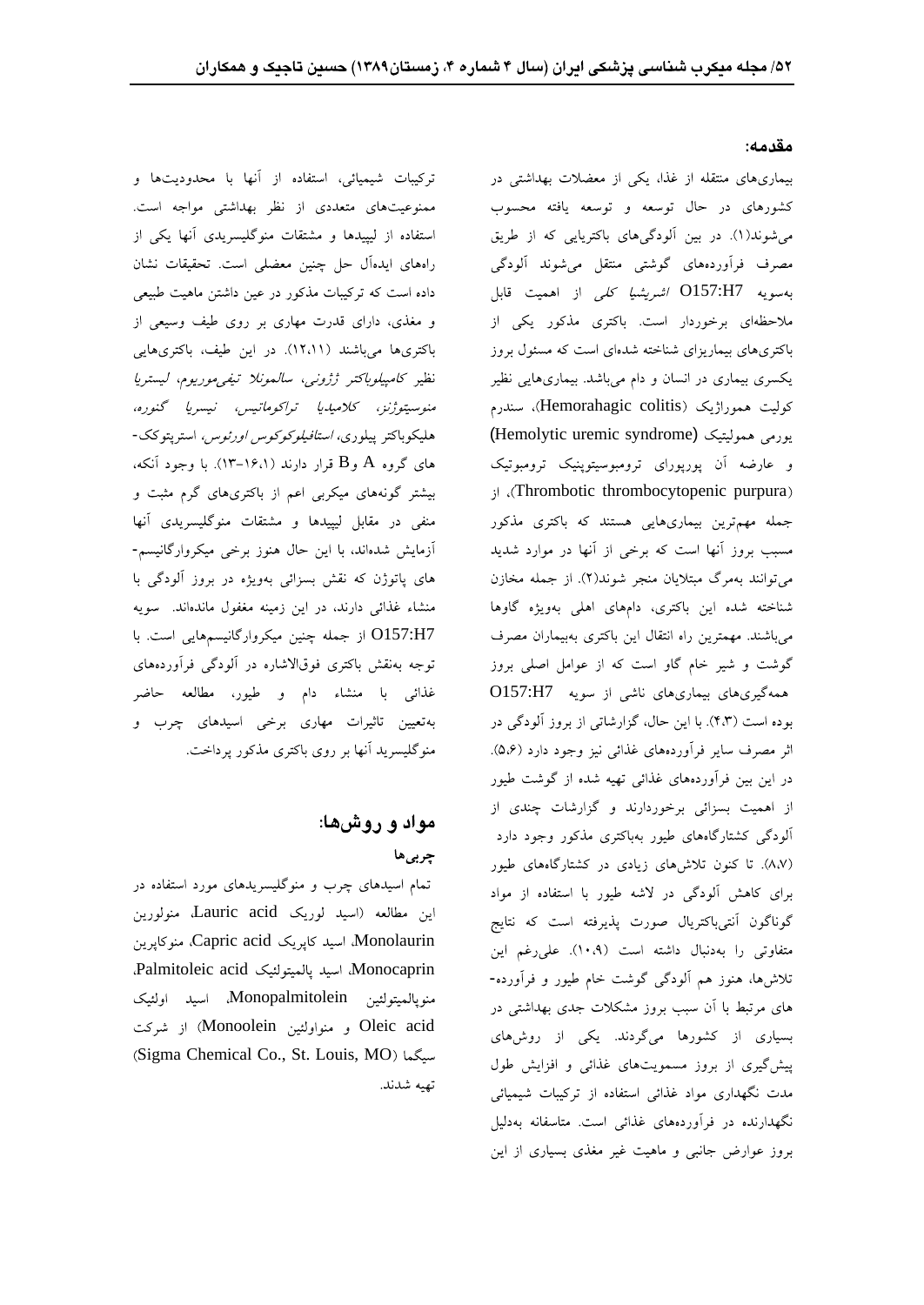## مقدمه:

بیماری‌های منتقله از غذا، یکی از معضلات بهداشتی در کشورهای در حال توسعه و توسعه یافته محسوب می‌شوند(۱). در بین آلودگی‌های باکتریایی که از طریق مصرف فرآورده‌های گوشتی منتقل می‌شوند آلودگی به‌سویه O157:H7 *اشریشیا کلی* از اهمیت قابل ملاحظه‌ای برخوردار است. باکتری مذکور یکی از باکتری‌های بیماریزای شناخته شده‌ای است که مسئول بروز یکسری بیماری در انسان و دام می‌باشد. بیماری‌هایی نظیر کولیت هموراژیک (Hemorahagic colitis)، سندرم یورمی همولیتیک (Hemolytic uremic syndrome) و عارضه آن پورپورای ترومبوسیتوپنیک ترومبوتیک (Thrombotic thrombocytopenic purpura)، از جمله مهم‌ترین بیماری‌هایی هستند که باکتری مذکور مسبب بروز آنها است که برخی از آنها در موارد شدید می‌توانند به‌مرگ مبتلایان منجر شوند(۲). از جمله مخازن شناخته شده این باکتری، دام‌های اهلی به‌ویژه گاوها می‌باشند. مهمترین راه انتقال این باکتری به‌بیماران مصرف گوشت و شیر خام گاو است که از عوامل اصلی بروز همه‌گیری‌های بیماری‌های ناشی از سویه O157:H7 بوده است (۴،۳). با این حال، گزارشاتی از بروز آلودگی در اثر مصرف سایر فرآورده‌های غذائی نیز وجود دارد (۶،۵). در این بین فرآورده‌های غذائی تهیه شده از گوشت طیور از اهمیت بسزائی برخوردارند و گزارشات چندی از آلودگی کشتارگاه‌های طیور به‌باکتری مذکور وجود دارد (۸،۷). تا کنون تلاش‌های زیادی در کشتارگاه‌های طیور برای کاهش آلودگی در لاشه طیور با استفاده از مواد گوناگون آنتی‌باکتریال صورت پذیرفته است که نتایج متفاوتی را به‌دنبال داشته است (۱۰،۹). علی‌رغم این تلاش‌ها، هنوز هم آلودگی گوشت خام طیور و فرآورده-های مرتبط با آن سبب بروز مشکلات جدی بهداشتی در بسیاری از کشورها می‌گردند. یکی از روش‌های پیش‌گیری از بروز مسمومیت‌های غذائی و افزایش طول مدت نگهداری مواد غذائی استفاده از ترکیبات شیمیائی نگهدارنده در فرآورده‌های غذائی است. متاسفانه به‌دلیل بروز عوارض جانبی و ماهیت غیر مغذی بسیاری از این ترکیبات شیمیائی، استفاده از آنها با محدودیت‌ها و ممنوعیت‌های متعددی از نظر بهداشتی مواجه است. استفاده از لیپیدها و مشتقات منوگلیسریدی آنها یکی از راه‌های ایده‌آل حل چنین معضلی است. تحقیقات نشان داده است که ترکیبات مذکور در عین داشتن ماهیت طبیعی و مغذی، دارای قدرت مهاری بر روی طیف وسیعی از باکتری‌ها می‌باشند (۱۲،۱۱). در این طیف، باکتری‌هایی نظیر *کامپیلوباکتر ژژونی*، *سالمونلا تیفی‌موریوم*، *لیستریا منوسیتوژنز*، *کلامیدیا تراکوماتیس*، *نیسریا گنوره*، هلیکوباکتر پیلوری، *استافیلوکوکوس اورئوس*، استرپتوکک-های گروه A وB قرار دارند (۱۶،۱–۱۳). با وجود آنکه، بیشتر گونه‌های میکروبی اعم از باکتری‌های گرم مثبت و منفی در مقابل لیپیدها و مشتقات منوگلیسریدی آنها آزمایش شده‌اند، با این حال هنوز برخی میکروارگانیسم-های پاتوژن که نقش بسزائی به‌ویژه در بروز آلودگی با منشاء غذائی دارند، در این زمینه مغفول مانده‌اند. سویه O157:H7 از جمله چنین میکروارگانیسم‌هایی است. با توجه به‌نقش باکتری فوق‌الاشاره در آلودگی فرآورده‌های غذائی با منشاء دام و طیور، مطالعه حاضر به‌تعیین تاثیرات مهاری برخی اسیدهای چرب و منوگلیسرید آنها بر روی باکتری مذکور پرداخت.

## مواد و روش‌ها:

### چربی‌ها

تمام اسیدهای چرب و منوگلیسریدهای مورد استفاده در این مطالعه (اسید لوریک Lauric acid، منولورین Monolaurin، اسید کاپریک Capric acid، منوکاپرین Monocaprin، اسید پالمیتولئیک Palmitoleic acid، منوپالمیتولئین Monopalmitolein، اسید اولئیک Oleic acid و منواولئین Monoolein) از شرکت سیگما (Sigma Chemical Co., St. Louis, MO) تهیه شدند.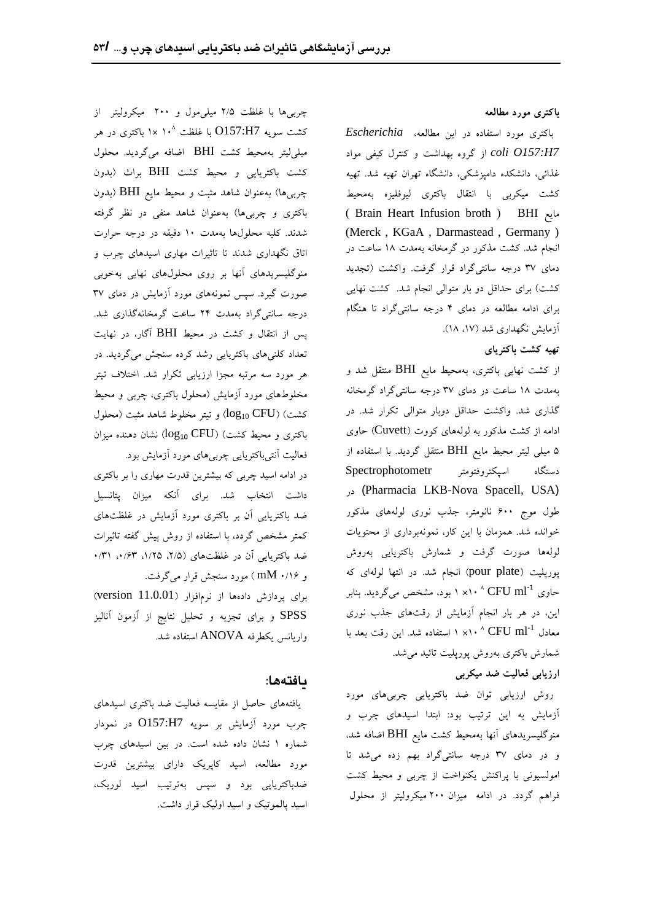**باکتری مورد مطالعه**

باکتری مورد استفاده در این مطالعه، *Escherichia coli O157:H7* از گروه بهداشت و کنترل کیفی مواد غذائی، دانشکده دامپزشکی، دانشگاه تهران تهیه شد. تهیه کشت میکربی با انتقال باکتری لیوفلیزه به‌محیط مایع BHI ( Brain Heart Infusion broth ) (Merck , KGaA , Darmastead , Germany ) انجام شد. کشت مذکور در گرمخانه به‌مدت ۱۸ ساعت در دمای ۳۷ درجه سانتی‌گراد قرار گرفت. واکشت (تجدید کشت) برای حداقل دو بار متوالی انجام شد. کشت نهایی برای ادامه مطالعه در دمای ۴ درجه سانتی‌گراد تا هنگام آزمایش نگهداری شد (۱۷، ۱۸).

**تهیه کشت باکتریای**

از کشت نهایی باکتری، به‌محیط مایع BHI منتقل شد و به‌مدت ۱۸ ساعت در دمای ۳۷ درجه سانتی‌گراد گرمخانه گذاری شد. واکشت حداقل دوبار متوالی تکرار شد. در ادامه از کشت مذکور به لوله‌های کووت (Cuvett) حاوی ۵ میلی لیتر محیط مایع BHI منتقل گردید. با استفاده از دستگاه اسپکتروفتومتر Spectrophotometr (Pharmacia LKB-Nova Spacell, USA) در طول موج ۶۰۰ نانومتر، جذب نوری لوله‌های مذکور خوانده شد. همزمان با این کار، نمونه‌برداری از محتویات لوله‌ها صورت گرفت و شمارش باکتریایی به‌روش پورپلیت (pour plate) انجام شد. در انتها لوله‌ای که حاوی $1 \times 10^{8}$ $CFU\ ml^{-1}$ بود، مشخص می‌گردید. بنابر این، در هر بار انجام آزمایش از رقت‌های جذب نوری معادل $1 \times 10^{8}$ $CFU\ ml^{-1}$ استفاده شد. این رقت بعد با شمارش باکتری به‌روش پورپلیت تائید می‌شد.

**ارزیابی فعالیت ضد میکربی**

روش ارزیابی توان ضد باکتریایی چربی‌های مورد آزمایش به این ترتیب بود: ابتدا اسیدهای چرب و منوگلیسریدهای آنها به‌محیط کشت مایع BHI اضافه شد، و در دمای ۳۷ درجه سانتی‌گراد بهم زده می‌شد تا امولسیونی با پراکنش یکنواخت از چربی و محیط کشت فراهم گردد. در ادامه میزان ۲۰۰ میکرولیتر از محلول چربی‌ها با غلظت ۲/۵ میلی‌مول و ۲۰۰ میکرولیتر از کشت سویه O157:H7 با غلظت $1 \times 10^{8}$ باکتری در هر میلی‌لیتر به‌محیط کشت BHI اضافه می‌گردید. محلول کشت باکتریایی و محیط کشت BHI براث (بدون چربی‌ها) به‌عنوان شاهد مثبت و محیط مایع BHI (بدون باکتری و چربی‌ها) به‌عنوان شاهد منفی در نظر گرفته شدند. کلیه محلول‌ها به‌مدت ۱۰ دقیقه در درجه حرارت اتاق نگهداری شدند تا تاثیرات مهاری اسیدهای چرب و منوگلیسریدهای آنها بر روی محلول‌های نهایی به‌خوبی صورت گیرد. سپس نمونه‌های مورد آزمایش در دمای ۳۷ درجه سانتی‌گراد به‌مدت ۲۴ ساعت گرمخانه‌گذاری شد. پس از انتقال و کشت در محیط BHI آگار، در نهایت تعداد کلنی‌های باکتریایی رشد کرده سنجش می‌گردید. در هر مورد سه مرتبه مجزا ارزیابی تکرار شد. اختلاف تیتر مخلوط‌های مورد آزمایش (محلول باکتری، چربی و محیط کشت) ($log_{10}$ CFU) و تیتر مخلوط شاهد مثبت (محلول باکتری و محیط کشت) ($log_{10}$ CFU) نشان دهنده میزان فعالیت آنتی‌باکتریایی چربی‌های مورد آزمایش بود.

در ادامه اسید چربی که بیشترین قدرت مهاری را بر باکتری داشت انتخاب شد. برای آنکه میزان پتانسیل ضد باکتریایی آن بر باکتری مورد آزمایش در غلظت‌های کمتر مشخص گردد، با استفاده از روش پیش گفته تاثیرات ضد باکتریایی آن در غلظت‌های (۲/۵، ۱/۲۵، ۰/۶۳، ۰/۳۱ و ۰/۱۶ mM ) مورد سنجش قرار می‌گرفت.

برای پردازش داده‌ها از نرم‌افزار (version 11.0.01) SPSS و برای تجزیه و تحلیل نتایج از آزمون آنالیز واریانس یکطرفه ANOVA استفاده شد.

## یافته‌ها:

یافته‌های حاصل از مقایسه فعالیت ضد باکتری اسیدهای چرب مورد آزمایش بر سویه O157:H7 در نمودار شماره ۱ نشان داده شده است. در بین اسیدهای چرب مورد مطالعه، اسید کاپریک دارای بیشترین قدرت ضدباکتریایی بود و سپس به‌ترتیب اسید لوریک، اسید پالموتیک و اسید اولیک قرار داشت.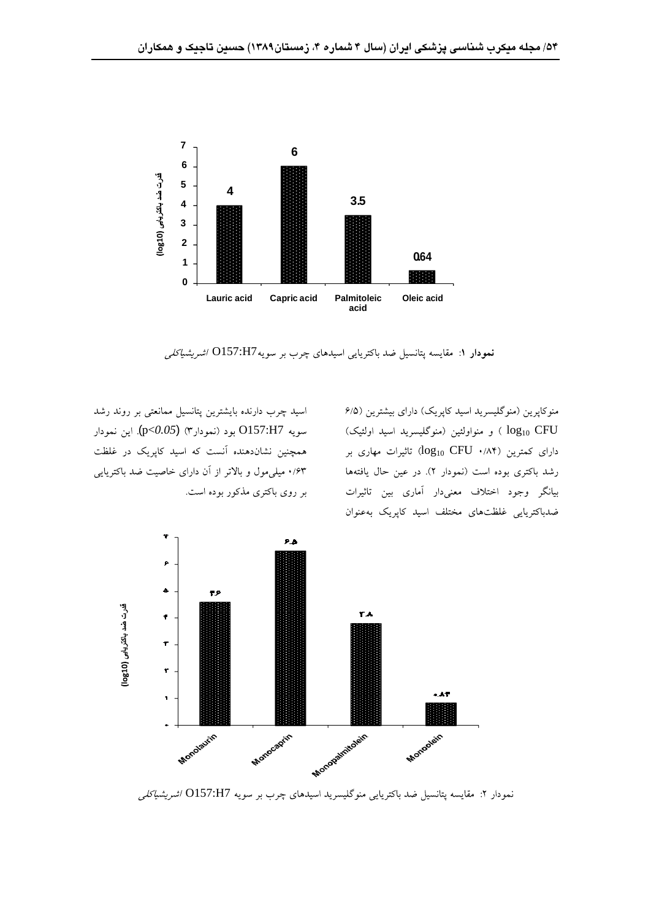| Lauric acid | Capric acid | Palmitoleic acid | Oleic acid |
|---|---|---|---|
| 4 | 6 | 3.5 | 0.64 |

قدرت ضد باکتریایی (log10)

**نمودار ۱**: مقایسه پتانسیل ضد باکتریایی اسیدهای چرب بر سویه O157:H7 *اشریشیاکلی*

منوکاپرین (منوگلیسرید اسید کاپریک) دارای بیشترین (۶/۵ $log_{10}$ CFU ) و منواولئین (منوگلیسرید اسید اولئیک) دارای کمترین (۰/۸۴ $log_{10}$ CFU) تاثیرات مهاری بر رشد باکتری بوده است (نمودار ۲). در عین حال یافته‌ها بیانگر وجود اختلاف معنی‌دار آماری بین تاثیرات ضدباکتریایی غلظت‌های مختلف اسید کاپریک به‌عنوان اسید چرب دارنده بایشترین پتانسیل ممانعتی بر روند رشد سویه O157:H7 بود (نمودار۳) (*$p<0.05$*). این نمودار همچنین نشان‌دهنده آنست که اسید کاپریک در غلظت ۰/۶۳ میلی‌مول و بالاتر از آن دارای خاصیت ضد باکتریایی بر روی باکتری مذکور بوده است.

| Monolaurin | Monocaprin | Monopalmitolein | Monoolein |
|---|---|---|---|
| ۳.۶ | ۶.۵ | ۳.۸ | ۰.۸۳ |

قدرت ضد باکتریایی (log10)

نمودار ۲: مقایسه پتانسیل ضد باکتریایی منوگلیسرید اسیدهای چرب بر سویه O157:H7 *اشریشیاکلی*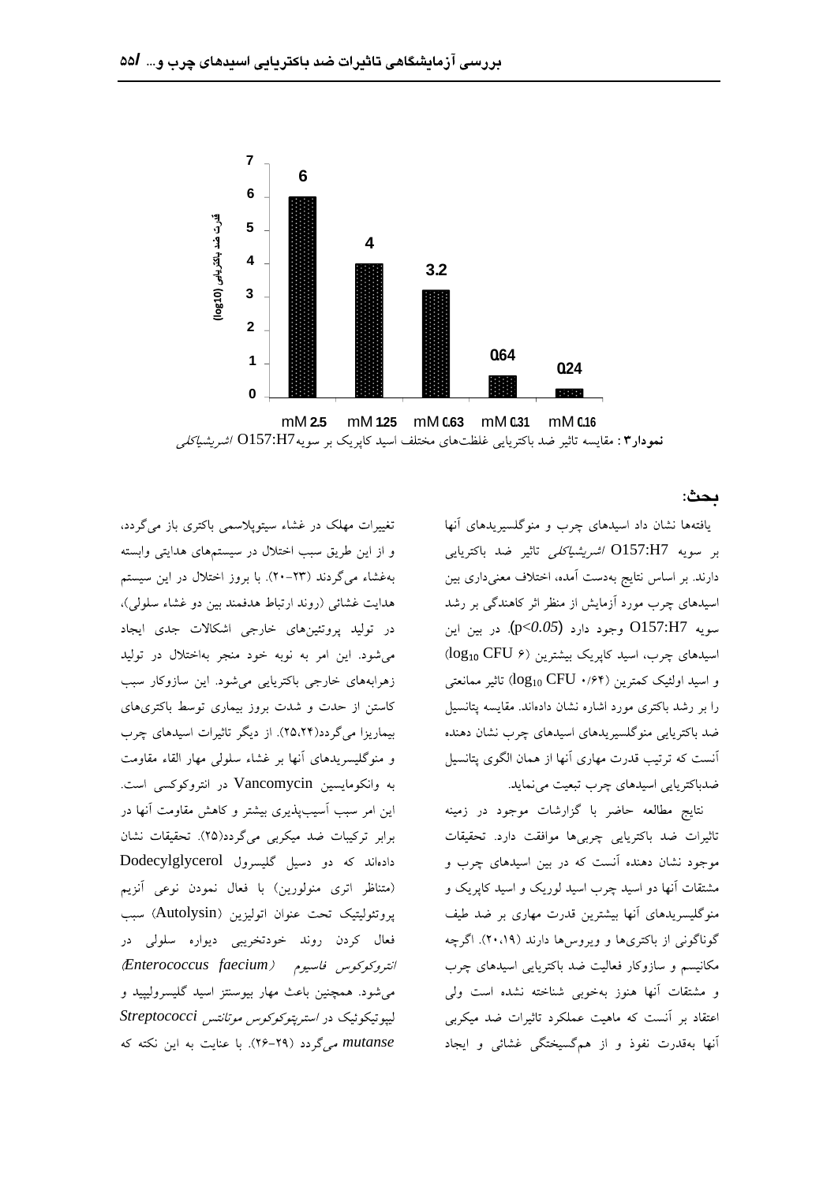| غلظت | 2.5 mM | 1.25 mM | 0.63 mM | 0.31 mM | 0.16 mM |
|---|---|---|---|---|---|
| قدرت ضد باکتریایی (log10) | 6 | 4 | 3.2 | 0.64 | 0.24 |

**نمودار۳**: مقایسه تاثیر ضد باکتریایی غلظت‌های مختلف اسید کاپریک بر سویه O157:H7 *اشریشیاکلی*

## بحث:

یافته‌ها نشان داد اسیدهای چرب و منوگلسیریدهای آنها بر سویه O157:H7 *اشریشیاکلی* تاثیر ضد باکتریایی دارند. بر اساس نتایج به‌دست آمده، اختلاف معنی‌داری بین اسیدهای چرب مورد آزمایش از منظر اثر کاهندگی بر رشد سویه O157:H7 وجود دارد ($p<0.05$). در بین این اسیدهای چرب، اسید کاپریک بیشترین (۶ $\log_{10}$ CFU) و اسید اولئیک کمترین (۰/۶۴ $\log_{10}$ CFU) تاثیر ممانعتی را بر رشد باکتری مورد اشاره نشان داده‌اند. مقایسه پتانسیل ضد باکتریایی منوگلسیریدهای اسیدهای چرب نشان دهنده آنست که ترتیب قدرت مهاری آنها از همان الگوی پتانسیل ضدباکتریایی اسیدهای چرب تبعیت می‌نماید.

نتایج مطالعه حاضر با گزارشات موجود در زمینه تاثیرات ضد باکتریایی چربی‌ها موافقت دارد. تحقیقات موجود نشان دهنده آنست که در بین اسیدهای چرب و مشتقات آنها دو اسید چرب اسید لوریک و اسید کاپریک و منوگلیسریدهای آنها بیشترین قدرت مهاری بر ضد طیف گوناگونی از باکتری‌ها و ویروس‌ها دارند (۲۰،۱۹). اگرچه مکانیسم و سازوکار فعالیت ضد باکتریایی اسیدهای چرب و مشتقات آنها هنوز به‌خوبی شناخته نشده است ولی اعتقاد بر آنست که ماهیت عملکرد تاثیرات ضد میکربی آنها به‌قدرت نفوذ و از هم‌گسیختگی غشائی و ایجاد تغییرات مهلک در غشاء سیتوپلاسمی باکتری باز می‌گردد، و از این طریق سبب اختلال در سیستم‌های هدایتی وابسته به‌غشاء می‌گردند (۲۳-۲۰). با بروز اختلال در این سیستم هدایت غشائی (روند ارتباط هدفمند بین دو غشاء سلولی)، در تولید پروتئین‌های خارجی اشکالات جدی ایجاد می‌شود. این امر به نوبه خود منجر به‌اختلال در تولید زهرابه‌های خارجی باکتریایی می‌شود. این سازوکار سبب کاستن از حدت و شدت بروز بیماری توسط باکتری‌های بیماریزا می‌گردد(۲۵،۲۴). از دیگر تاثیرات اسیدهای چرب و منوگلیسریدهای آنها بر غشاء سلولی مهار القاء مقاومت به وانکومایسین Vancomycin در انتروکوکسی است. این امر سبب آسیب‌پذیری بیشتر و کاهش مقاومت آنها در برابر ترکیبات ضد میکربی می‌گردد(۲۵). تحقیقات نشان داده‌اند که دو دسیل گلیسرول Dodecylglycerol (متناظر اتری منولورین) با فعال نمودن نوعی آنزیم پروتئولیتیک تحت عنوان اتولیزین (Autolysin) سبب فعال کردن روند خودتخریبی دیواره سلولی در *انتروکوکوس فاسیوم* (*Enterococcus faecium*) می‌شود. همچنین باعث مهار بیوسنتز اسید گلیسرولیپید و لیپوتیکوئیک در *استرپتوکوکوس موتانس* *Streptococci mutanse* می‌گردد (۲۹-۲۶). با عنایت به این نکته که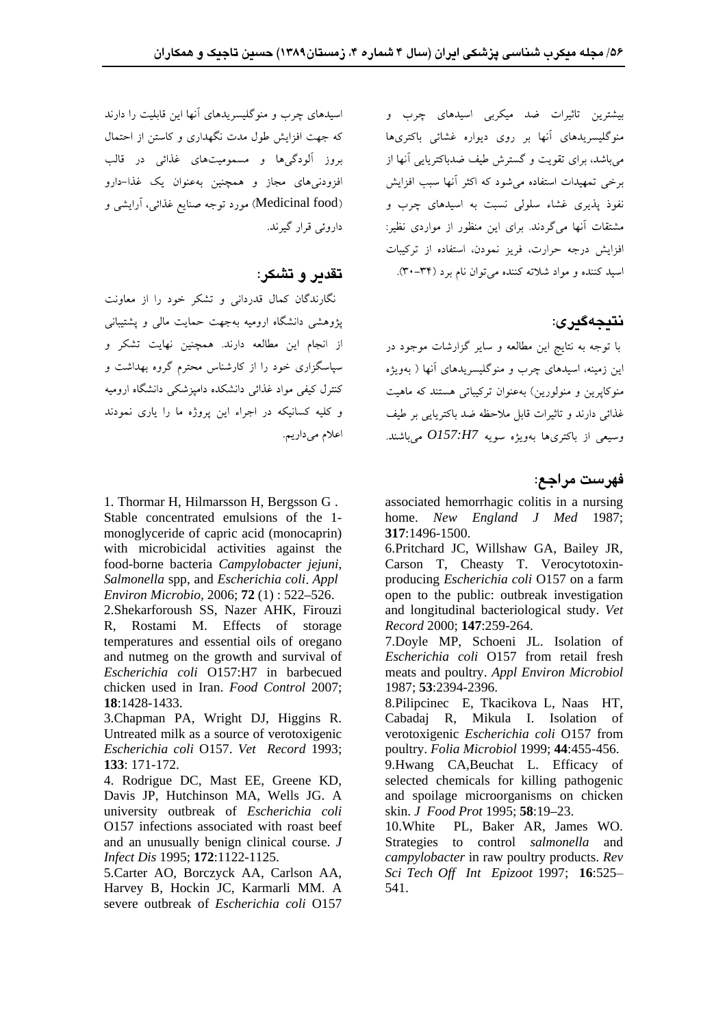بیشترین تاثیرات ضد میکربی اسیدهای چرب و منوگلیسریدهای آنها بر روی دیواره غشائی باکتری‌ها می‌باشد، برای تقویت و گسترش طیف ضدباکتریایی آنها از برخی تمهیدات استفاده می‌شود که اکثر آنها سبب افزایش نفوذ پذیری غشاء سلولی نسبت به اسیدهای چرب و مشتقات آنها می‌گردند. برای این منظور از مواردی نظیر: افزایش درجه حرارت، فریز نمودن، استفاده از ترکیبات اسید کننده و مواد شلاته کننده می‌توان نام برد (۳۴-۳۰).

## نتیجه‌گیری:

با توجه به نتایج این مطالعه و سایر گزارشات موجود در این زمینه، اسیدهای چرب و منوگلیسریدهای آنها ( بهویژه منوکاپرین و منولورین) به‌عنوان ترکیباتی هستند که ماهیت غذائی دارند و تاثیرات قابل ملاحظه ضد باکتریایی بر طیف وسیعی از باکتری‌ها بهویژه سویه *O157:H7* می‌باشند.

اسیدهای چرب و منوگلیسریدهای آنها این قابلیت را دارند که جهت افزایش طول مدت نگهداری و کاستن از احتمال بروز آلودگی‌ها و مسمومیت‌های غذائی در قالب افزودنی‌های مجاز و همچنین به‌عنوان یک غذا-دارو (Medicinal food) مورد توجه صنایع غذائی، آرایشی و داروئی قرار گیرند.

## تقدیر و تشکر:

نگارندگان کمال قدردانی و تشکر خود را از معاونت پژوهشی دانشگاه ارومیه به‌جهت حمایت مالی و پشتیبانی از انجام این مطالعه دارند. همچنین نهایت تشکر و سپاسگزاری خود را از کارشناس محترم گروه بهداشت و کنترل کیفی مواد غذائی دانشکده دامپزشکی دانشگاه ارومیه و کلیه کسانیکه در اجراء این پروژه ما را یاری نمودند اعلام می‌داریم.

## فهرست مراجع:

1. Thormar H, Hilmarsson H, Bergsson G . Stable concentrated emulsions of the 1-monoglyceride of capric acid (monocaprin) with microbicidal activities against the food-borne bacteria *Campylobacter jejuni*, *Salmonella* spp, and *Escherichia coli*. *Appl Environ Microbio*, 2006; **72** (1) : 522–526.

2. Shekarforoush SS, Nazer AHK, Firouzi R, Rostami M. Effects of storage temperatures and essential oils of oregano and nutmeg on the growth and survival of *Escherichia coli* O157:H7 in barbecued chicken used in Iran. *Food Control* 2007; **18**:1428-1433.

3. Chapman PA, Wright DJ, Higgins R. Untreated milk as a source of verotoxigenic *Escherichia coli* O157. *Vet Record* 1993; **133**: 171-172.

4. Rodrigue DC, Mast EE, Greene KD, Davis JP, Hutchinson MA, Wells JG. A university outbreak of *Escherichia coli* O157 infections associated with roast beef and an unusually benign clinical course. *J Infect Dis* 1995; **172**:1122-1125.

5. Carter AO, Borczyck AA, Carlson AA, Harvey B, Hockin JC, Karmarli MM. A severe outbreak of *Escherichia coli* O157 associated hemorrhagic colitis in a nursing home. *New England J Med* 1987; **317**:1496-1500.

6. Pritchard JC, Willshaw GA, Bailey JR, Carson T, Cheasty T. Verocytotoxin-producing *Escherichia coli* O157 on a farm open to the public: outbreak investigation and longitudinal bacteriological study. *Vet Record* 2000; **147**:259-264.

7. Doyle MP, Schoeni JL. Isolation of *Escherichia coli* O157 from retail fresh meats and poultry. *Appl Environ Microbiol* 1987; **53**:2394-2396.

8. Pilipcinec E, Tkacikova L, Naas HT, Cabadaj R, Mikula I. Isolation of verotoxigenic *Escherichia coli* O157 from poultry. *Folia Microbiol* 1999; **44**:455-456.

9. Hwang CA, Beuchat L. Efficacy of selected chemicals for killing pathogenic and spoilage microorganisms on chicken skin. *J Food Prot* 1995; **58**:19–23.

10. White PL, Baker AR, James WO. Strategies to control *salmonella* and *campylobacter* in raw poultry products. *Rev Sci Tech Off Int Epizoot* 1997; **16**:525–541.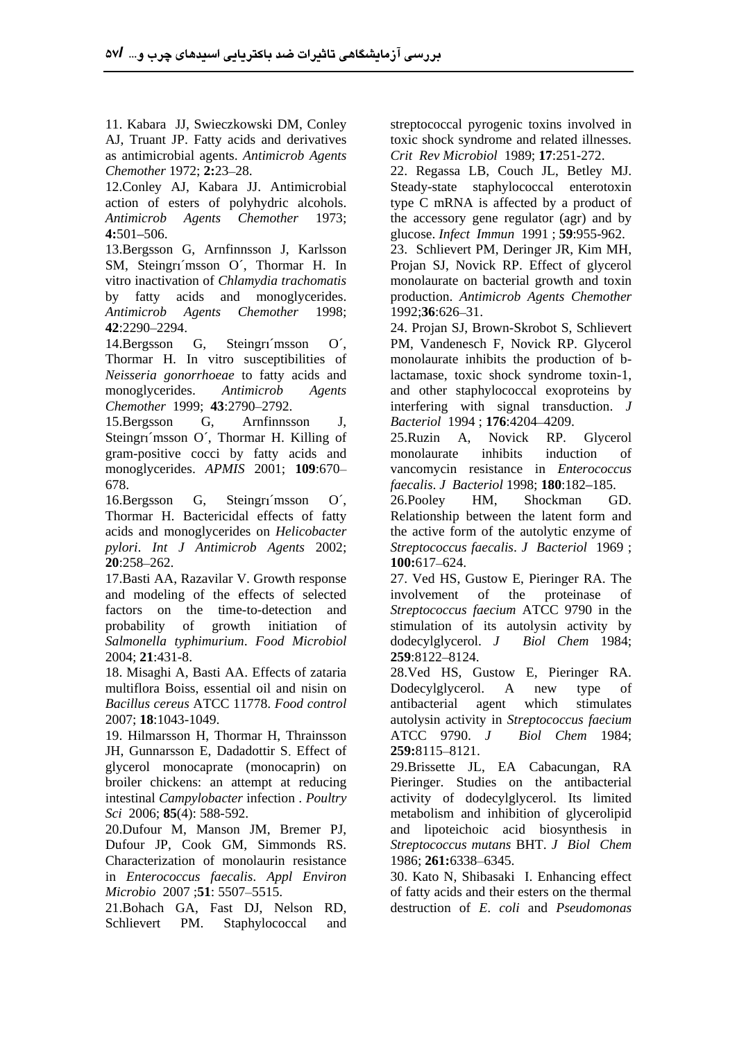11. Kabara JJ, Swieczkowski DM, Conley AJ, Truant JP. Fatty acids and derivatives as antimicrobial agents. *Antimicrob Agents Chemother* 1972; **2:**23–28.

12.Conley AJ, Kabara JJ. Antimicrobial action of esters of polyhydric alcohols. *Antimicrob Agents Chemother* 1973; **4:**501–506.

13.Bergsson G, Arnfinnsson J, Karlsson SM, Steingrı´msson O´, Thormar H. In vitro inactivation of *Chlamydia trachomatis* by fatty acids and monoglycerides. *Antimicrob Agents Chemother* 1998; **42**:2290–2294.

14.Bergsson G, Steingrı´msson O´, Thormar H. In vitro susceptibilities of *Neisseria gonorrhoeae* to fatty acids and monoglycerides. *Antimicrob Agents Chemother* 1999; **43**:2790–2792.

15.Bergsson G, Arnfinnsson J, Steingrı´msson O´, Thormar H. Killing of gram-positive cocci by fatty acids and monoglycerides. *APMIS* 2001; **109**:670–678.

16.Bergsson G, Steingrı´msson O´, Thormar H. Bactericidal effects of fatty acids and monoglycerides on *Helicobacter pylori*. *Int J Antimicrob Agents* 2002; **20**:258–262.

17.Basti AA, Razavilar V. Growth response and modeling of the effects of selected factors on the time-to-detection and probability of growth initiation of *Salmonella typhimurium*. *Food Microbiol* 2004; **21**:431-8.

18. Misaghi A, Basti AA. Effects of zataria multiflora Boiss, essential oil and nisin on *Bacillus cereus* ATCC 11778. *Food control* 2007; **18**:1043-1049.

19. Hilmarsson H, Thormar H, Thrainsson JH, Gunnarsson E, Dadadottir S. Effect of glycerol monocaprate (monocaprin) on broiler chickens: an attempt at reducing intestinal *Campylobacter* infection . *Poultry Sci* 2006; **85**(4): 588-592.

20.Dufour M, Manson JM, Bremer PJ, Dufour JP, Cook GM, Simmonds RS. Characterization of monolaurin resistance in *Enterococcus faecalis*. *Appl Environ Microbio* 2007 ;**51**: 5507–5515.

21.Bohach GA, Fast DJ, Nelson RD, Schlievert PM. Staphylococcal and streptococcal pyrogenic toxins involved in toxic shock syndrome and related illnesses. *Crit Rev Microbiol* 1989; **17**:251-272.

22. Regassa LB, Couch JL, Betley MJ. Steady-state staphylococcal enterotoxin type C mRNA is affected by a product of the accessory gene regulator (agr) and by glucose. *Infect Immun* 1991 ; **59**:955-962.

23. Schlievert PM, Deringer JR, Kim MH, Projan SJ, Novick RP. Effect of glycerol monolaurate on bacterial growth and toxin production. *Antimicrob Agents Chemother* 1992;**36**:626–31.

24. Projan SJ, Brown-Skrobot S, Schlievert PM, Vandenesch F, Novick RP. Glycerol monolaurate inhibits the production of b-lactamase, toxic shock syndrome toxin-1, and other staphylococcal exoproteins by interfering with signal transduction. *J Bacteriol* 1994 ; **176**:4204–4209.

25.Ruzin A, Novick RP. Glycerol monolaurate inhibits induction of vancomycin resistance in *Enterococcus faecalis*. *J Bacteriol* 1998; **180**:182–185.

26.Pooley HM, Shockman GD. Relationship between the latent form and the active form of the autolytic enzyme of *Streptococcus faecalis*. *J Bacteriol* 1969 ; **100:**617–624.

27. Ved HS, Gustow E, Pieringer RA. The involvement of the proteinase of *Streptococcus faecium* ATCC 9790 in the stimulation of its autolysin activity by dodecylglycerol. *J Biol Chem* 1984; **259**:8122–8124.

28.Ved HS, Gustow E, Pieringer RA. Dodecylglycerol. A new type of antibacterial agent which stimulates autolysin activity in *Streptococcus faecium* ATCC 9790. *J Biol Chem* 1984; **259:**8115–8121.

29.Brissette JL, EA Cabacungan, RA Pieringer. Studies on the antibacterial activity of dodecylglycerol. Its limited metabolism and inhibition of glycerolipid and lipoteichoic acid biosynthesis in *Streptococcus mutans* BHT. *J Biol Chem* 1986; **261:**6338–6345.

30. Kato N, Shibasaki I. Enhancing effect of fatty acids and their esters on the thermal destruction of *E. coli* and *Pseudomonas*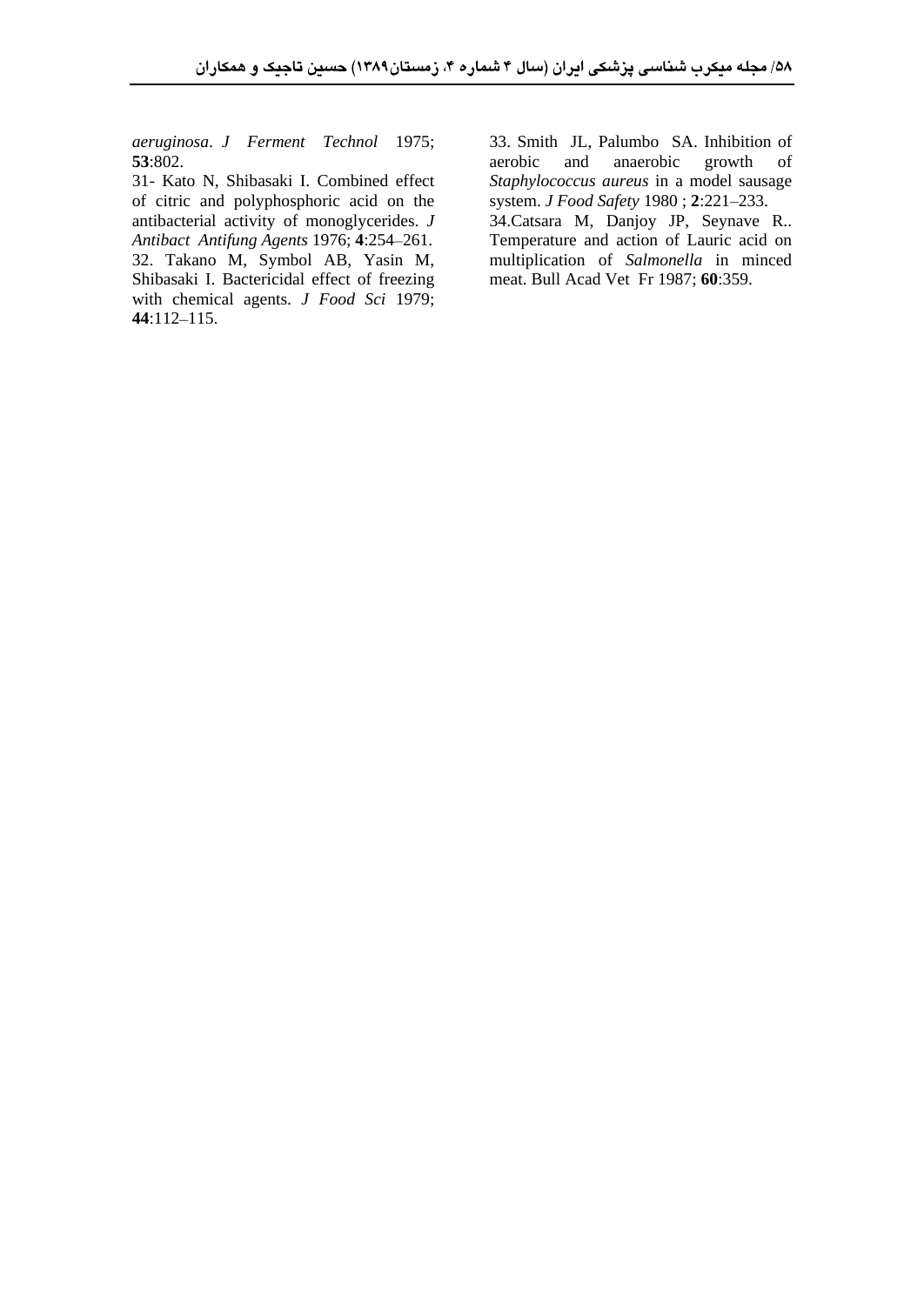*aeruginosa*. *J Ferment Technol* 1975; **53**:802.

31- Kato N, Shibasaki I. Combined effect of citric and polyphosphoric acid on the antibacterial activity of monoglycerides. *J Antibact Antifung Agents* 1976; **4**:254–261.

32. Takano M, Symbol AB, Yasin M, Shibasaki I. Bactericidal effect of freezing with chemical agents. *J Food Sci* 1979; **44**:112–115.

33. Smith JL, Palumbo SA. Inhibition of aerobic and anaerobic growth of *Staphylococcus aureus* in a model sausage system. *J Food Safety* 1980 ; **2**:221–233.

34.Catsara M, Danjoy JP, Seynave R.. Temperature and action of Lauric acid on multiplication of *Salmonella* in minced meat. Bull Acad Vet Fr 1987; **60**:359.